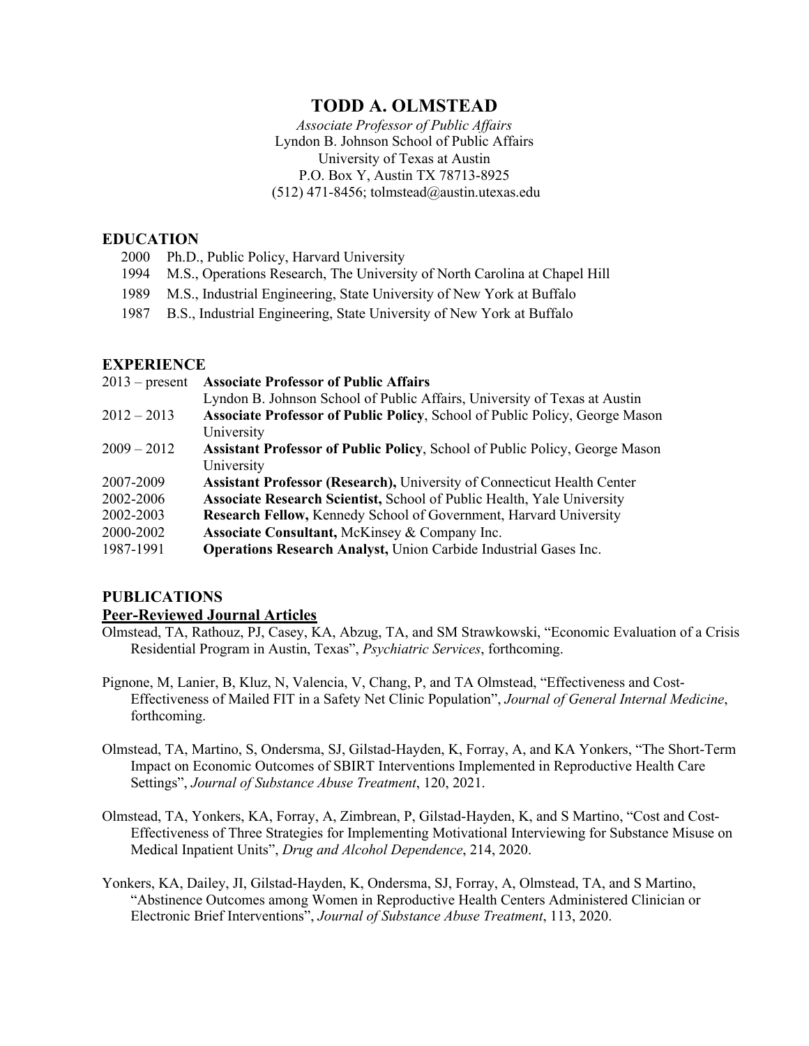# TODD A. OLMSTEAD

*Associate Professor of Public Affairs*
Lyndon B. Johnson School of Public Affairs
University of Texas at Austin
P.O. Box Y, Austin TX 78713-8925
(512) 471-8456; tolmstead@austin.utexas.edu

## EDUCATION

- 2000 Ph.D., Public Policy, Harvard University
- 1994 M.S., Operations Research, The University of North Carolina at Chapel Hill
- 1989 M.S., Industrial Engineering, State University of New York at Buffalo
- 1987 B.S., Industrial Engineering, State University of New York at Buffalo

## EXPERIENCE

| | |
|---|---|
| 2013 – present | **Associate Professor of Public Affairs**<br>Lyndon B. Johnson School of Public Affairs, University of Texas at Austin |
| 2012 – 2013 | **Associate Professor of Public Policy**, School of Public Policy, George Mason University |
| 2009 – 2012 | **Assistant Professor of Public Policy**, School of Public Policy, George Mason University |
| 2007-2009 | **Assistant Professor (Research),** University of Connecticut Health Center |
| 2002-2006 | **Associate Research Scientist,** School of Public Health, Yale University |
| 2002-2003 | **Research Fellow,** Kennedy School of Government, Harvard University |
| 2000-2002 | **Associate Consultant,** McKinsey & Company Inc. |
| 1987-1991 | **Operations Research Analyst,** Union Carbide Industrial Gases Inc. |

## PUBLICATIONS

### Peer-Reviewed Journal Articles

Olmstead, TA, Rathouz, PJ, Casey, KA, Abzug, TA, and SM Strawkowski, "Economic Evaluation of a Crisis Residential Program in Austin, Texas", *Psychiatric Services*, forthcoming.

Pignone, M, Lanier, B, Kluz, N, Valencia, V, Chang, P, and TA Olmstead, "Effectiveness and Cost-Effectiveness of Mailed FIT in a Safety Net Clinic Population", *Journal of General Internal Medicine*, forthcoming.

Olmstead, TA, Martino, S, Ondersma, SJ, Gilstad-Hayden, K, Forray, A, and KA Yonkers, "The Short-Term Impact on Economic Outcomes of SBIRT Interventions Implemented in Reproductive Health Care Settings", *Journal of Substance Abuse Treatment*, 120, 2021.

Olmstead, TA, Yonkers, KA, Forray, A, Zimbrean, P, Gilstad-Hayden, K, and S Martino, "Cost and Cost-Effectiveness of Three Strategies for Implementing Motivational Interviewing for Substance Misuse on Medical Inpatient Units", *Drug and Alcohol Dependence*, 214, 2020.

Yonkers, KA, Dailey, JI, Gilstad-Hayden, K, Ondersma, SJ, Forray, A, Olmstead, TA, and S Martino, "Abstinence Outcomes among Women in Reproductive Health Centers Administered Clinician or Electronic Brief Interventions", *Journal of Substance Abuse Treatment*, 113, 2020.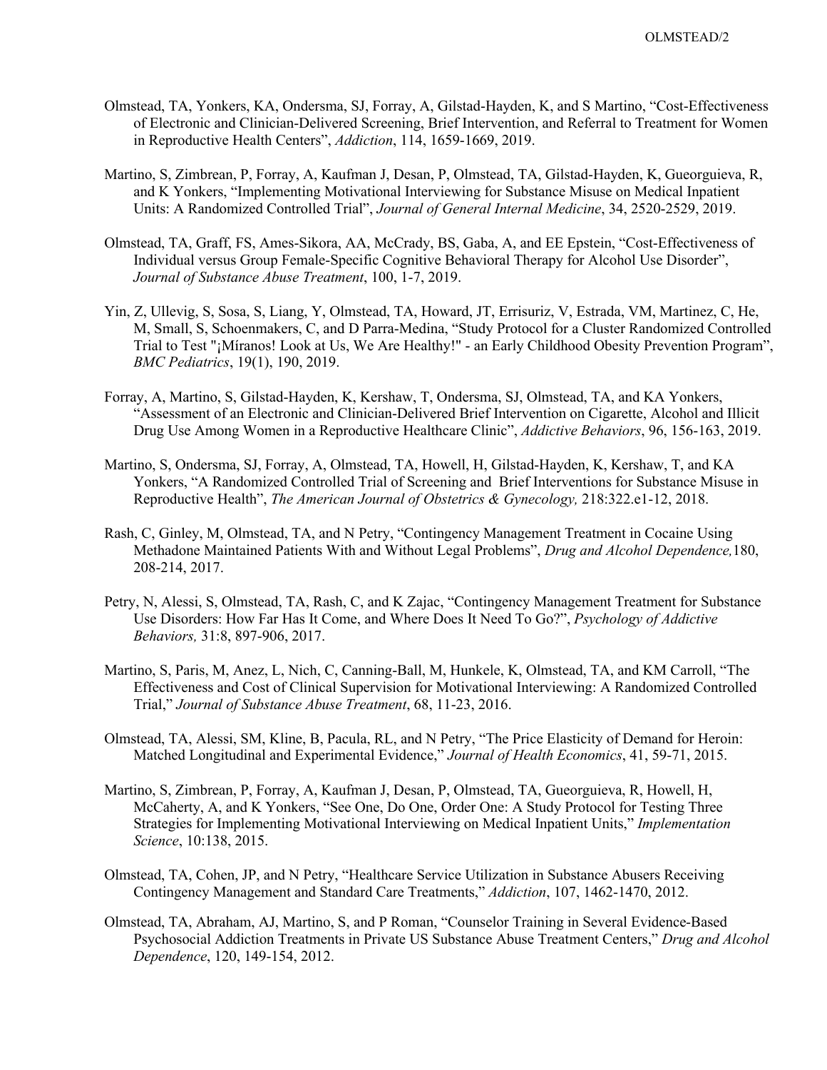Olmstead, TA, Yonkers, KA, Ondersma, SJ, Forray, A, Gilstad-Hayden, K, and S Martino, "Cost-Effectiveness of Electronic and Clinician-Delivered Screening, Brief Intervention, and Referral to Treatment for Women in Reproductive Health Centers", *Addiction*, 114, 1659-1669, 2019.

Martino, S, Zimbrean, P, Forray, A, Kaufman J, Desan, P, Olmstead, TA, Gilstad-Hayden, K, Gueorguieva, R, and K Yonkers, "Implementing Motivational Interviewing for Substance Misuse on Medical Inpatient Units: A Randomized Controlled Trial", *Journal of General Internal Medicine*, 34, 2520-2529, 2019.

Olmstead, TA, Graff, FS, Ames-Sikora, AA, McCrady, BS, Gaba, A, and EE Epstein, "Cost-Effectiveness of Individual versus Group Female-Specific Cognitive Behavioral Therapy for Alcohol Use Disorder", *Journal of Substance Abuse Treatment*, 100, 1-7, 2019.

Yin, Z, Ullevig, S, Sosa, S, Liang, Y, Olmstead, TA, Howard, JT, Errisuriz, V, Estrada, VM, Martinez, C, He, M, Small, S, Schoenmakers, C, and D Parra-Medina, "Study Protocol for a Cluster Randomized Controlled Trial to Test "¡Míranos! Look at Us, We Are Healthy!" - an Early Childhood Obesity Prevention Program", *BMC Pediatrics*, 19(1), 190, 2019.

Forray, A, Martino, S, Gilstad-Hayden, K, Kershaw, T, Ondersma, SJ, Olmstead, TA, and KA Yonkers, "Assessment of an Electronic and Clinician-Delivered Brief Intervention on Cigarette, Alcohol and Illicit Drug Use Among Women in a Reproductive Healthcare Clinic", *Addictive Behaviors*, 96, 156-163, 2019.

Martino, S, Ondersma, SJ, Forray, A, Olmstead, TA, Howell, H, Gilstad-Hayden, K, Kershaw, T, and KA Yonkers, "A Randomized Controlled Trial of Screening and Brief Interventions for Substance Misuse in Reproductive Health", *The American Journal of Obstetrics & Gynecology,* 218:322.e1-12, 2018.

Rash, C, Ginley, M, Olmstead, TA, and N Petry, "Contingency Management Treatment in Cocaine Using Methadone Maintained Patients With and Without Legal Problems", *Drug and Alcohol Dependence,*180, 208-214, 2017.

Petry, N, Alessi, S, Olmstead, TA, Rash, C, and K Zajac, "Contingency Management Treatment for Substance Use Disorders: How Far Has It Come, and Where Does It Need To Go?", *Psychology of Addictive Behaviors,* 31:8, 897-906, 2017.

Martino, S, Paris, M, Anez, L, Nich, C, Canning-Ball, M, Hunkele, K, Olmstead, TA, and KM Carroll, "The Effectiveness and Cost of Clinical Supervision for Motivational Interviewing: A Randomized Controlled Trial," *Journal of Substance Abuse Treatment*, 68, 11-23, 2016.

Olmstead, TA, Alessi, SM, Kline, B, Pacula, RL, and N Petry, "The Price Elasticity of Demand for Heroin: Matched Longitudinal and Experimental Evidence," *Journal of Health Economics*, 41, 59-71, 2015.

Martino, S, Zimbrean, P, Forray, A, Kaufman J, Desan, P, Olmstead, TA, Gueorguieva, R, Howell, H, McCaherty, A, and K Yonkers, "See One, Do One, Order One: A Study Protocol for Testing Three Strategies for Implementing Motivational Interviewing on Medical Inpatient Units," *Implementation Science*, 10:138, 2015.

Olmstead, TA, Cohen, JP, and N Petry, "Healthcare Service Utilization in Substance Abusers Receiving Contingency Management and Standard Care Treatments," *Addiction*, 107, 1462-1470, 2012.

Olmstead, TA, Abraham, AJ, Martino, S, and P Roman, "Counselor Training in Several Evidence-Based Psychosocial Addiction Treatments in Private US Substance Abuse Treatment Centers," *Drug and Alcohol Dependence*, 120, 149-154, 2012.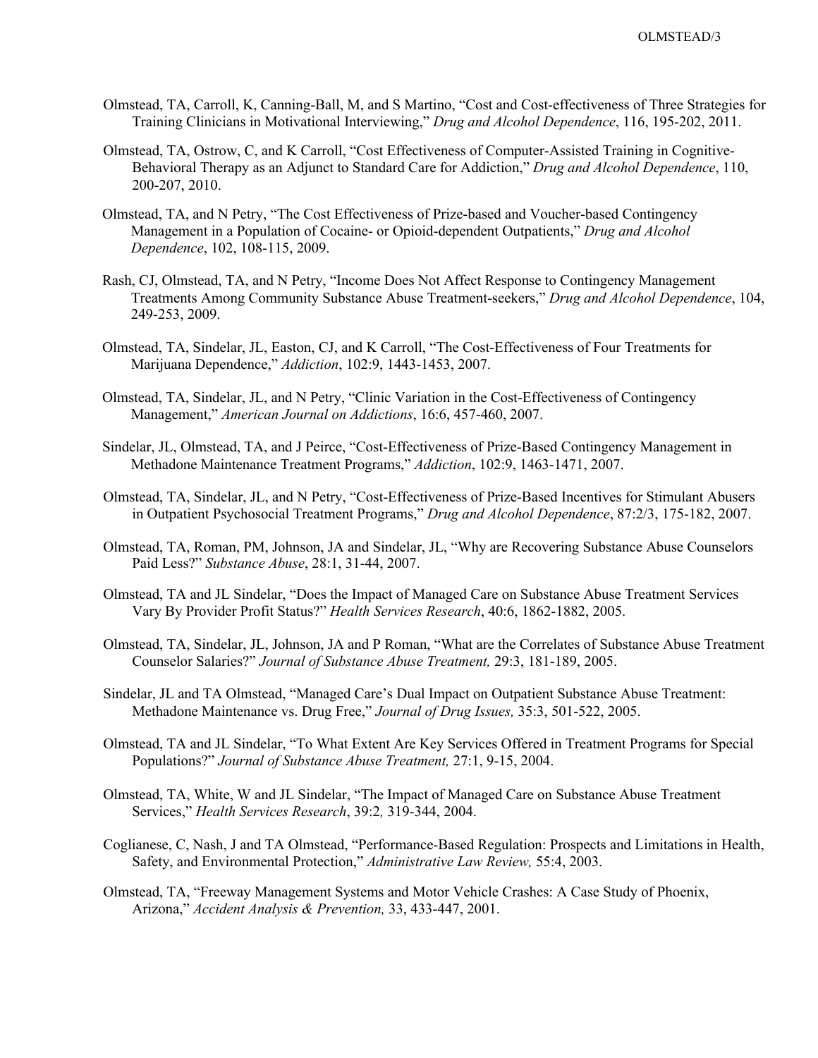Olmstead, TA, Carroll, K, Canning-Ball, M, and S Martino, "Cost and Cost-effectiveness of Three Strategies for Training Clinicians in Motivational Interviewing," *Drug and Alcohol Dependence*, 116, 195-202, 2011.

Olmstead, TA, Ostrow, C, and K Carroll, "Cost Effectiveness of Computer-Assisted Training in Cognitive-Behavioral Therapy as an Adjunct to Standard Care for Addiction," *Drug and Alcohol Dependence*, 110, 200-207, 2010.

Olmstead, TA, and N Petry, "The Cost Effectiveness of Prize-based and Voucher-based Contingency Management in a Population of Cocaine- or Opioid-dependent Outpatients," *Drug and Alcohol Dependence*, 102, 108-115, 2009.

Rash, CJ, Olmstead, TA, and N Petry, "Income Does Not Affect Response to Contingency Management Treatments Among Community Substance Abuse Treatment-seekers," *Drug and Alcohol Dependence*, 104, 249-253, 2009.

Olmstead, TA, Sindelar, JL, Easton, CJ, and K Carroll, "The Cost-Effectiveness of Four Treatments for Marijuana Dependence," *Addiction*, 102:9, 1443-1453, 2007.

Olmstead, TA, Sindelar, JL, and N Petry, "Clinic Variation in the Cost-Effectiveness of Contingency Management," *American Journal on Addictions*, 16:6, 457-460, 2007.

Sindelar, JL, Olmstead, TA, and J Peirce, "Cost-Effectiveness of Prize-Based Contingency Management in Methadone Maintenance Treatment Programs," *Addiction*, 102:9, 1463-1471, 2007.

Olmstead, TA, Sindelar, JL, and N Petry, "Cost-Effectiveness of Prize-Based Incentives for Stimulant Abusers in Outpatient Psychosocial Treatment Programs," *Drug and Alcohol Dependence*, 87:2/3, 175-182, 2007.

Olmstead, TA, Roman, PM, Johnson, JA and Sindelar, JL, "Why are Recovering Substance Abuse Counselors Paid Less?" *Substance Abuse*, 28:1, 31-44, 2007.

Olmstead, TA and JL Sindelar, "Does the Impact of Managed Care on Substance Abuse Treatment Services Vary By Provider Profit Status?" *Health Services Research*, 40:6, 1862-1882, 2005.

Olmstead, TA, Sindelar, JL, Johnson, JA and P Roman, "What are the Correlates of Substance Abuse Treatment Counselor Salaries?" *Journal of Substance Abuse Treatment,* 29:3, 181-189, 2005.

Sindelar, JL and TA Olmstead, "Managed Care's Dual Impact on Outpatient Substance Abuse Treatment: Methadone Maintenance vs. Drug Free," *Journal of Drug Issues,* 35:3, 501-522, 2005.

Olmstead, TA and JL Sindelar, "To What Extent Are Key Services Offered in Treatment Programs for Special Populations?" *Journal of Substance Abuse Treatment,* 27:1, 9-15, 2004.

Olmstead, TA, White, W and JL Sindelar, "The Impact of Managed Care on Substance Abuse Treatment Services," *Health Services Research*, 39:2*,* 319-344, 2004.

Coglianese, C, Nash, J and TA Olmstead, "Performance-Based Regulation: Prospects and Limitations in Health, Safety, and Environmental Protection," *Administrative Law Review,* 55:4, 2003.

Olmstead, TA, "Freeway Management Systems and Motor Vehicle Crashes: A Case Study of Phoenix, Arizona," *Accident Analysis & Prevention,* 33, 433-447, 2001.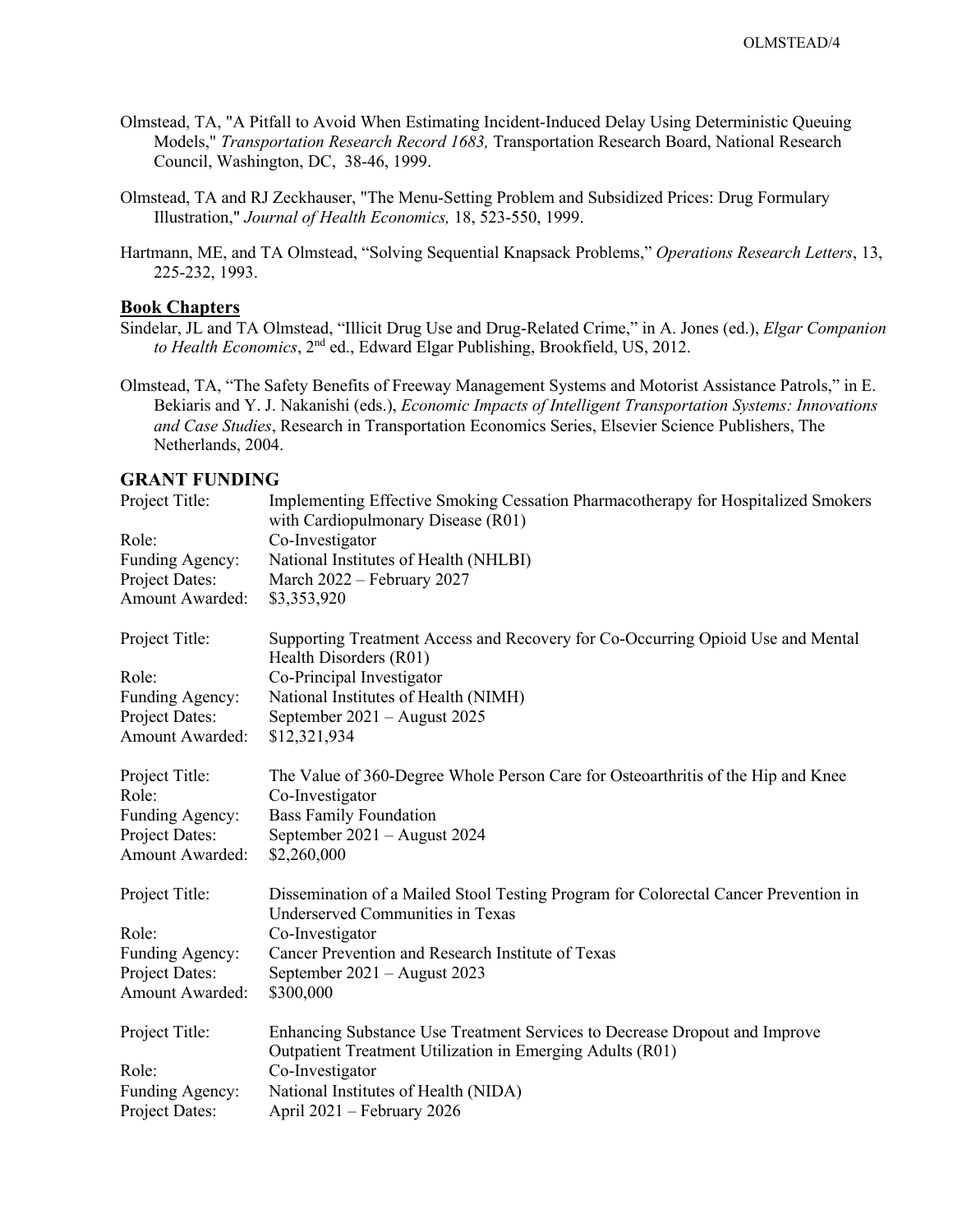Olmstead, TA, "A Pitfall to Avoid When Estimating Incident-Induced Delay Using Deterministic Queuing Models," *Transportation Research Record 1683,* Transportation Research Board, National Research Council, Washington, DC, 38-46, 1999.

Olmstead, TA and RJ Zeckhauser, "The Menu-Setting Problem and Subsidized Prices: Drug Formulary Illustration," *Journal of Health Economics,* 18, 523-550, 1999.

Hartmann, ME, and TA Olmstead, "Solving Sequential Knapsack Problems," *Operations Research Letters*, 13, 225-232, 1993.

## Book Chapters

Sindelar, JL and TA Olmstead, "Illicit Drug Use and Drug-Related Crime," in A. Jones (ed.), *Elgar Companion to Health Economics*, 2nd ed., Edward Elgar Publishing, Brookfield, US, 2012.

Olmstead, TA, "The Safety Benefits of Freeway Management Systems and Motorist Assistance Patrols," in E. Bekiaris and Y. J. Nakanishi (eds.), *Economic Impacts of Intelligent Transportation Systems: Innovations and Case Studies*, Research in Transportation Economics Series, Elsevier Science Publishers, The Netherlands, 2004.

## GRANT FUNDING

Project Title: Implementing Effective Smoking Cessation Pharmacotherapy for Hospitalized Smokers with Cardiopulmonary Disease (R01)
Role: Co-Investigator
Funding Agency: National Institutes of Health (NHLBI)
Project Dates: March 2022 – February 2027
Amount Awarded: $3,353,920

Project Title: Supporting Treatment Access and Recovery for Co-Occurring Opioid Use and Mental Health Disorders (R01)
Role: Co-Principal Investigator
Funding Agency: National Institutes of Health (NIMH)
Project Dates: September 2021 – August 2025
Amount Awarded: $12,321,934

Project Title: The Value of 360-Degree Whole Person Care for Osteoarthritis of the Hip and Knee
Role: Co-Investigator
Funding Agency: Bass Family Foundation
Project Dates: September 2021 – August 2024
Amount Awarded: $2,260,000

Project Title: Dissemination of a Mailed Stool Testing Program for Colorectal Cancer Prevention in Underserved Communities in Texas
Role: Co-Investigator
Funding Agency: Cancer Prevention and Research Institute of Texas
Project Dates: September 2021 – August 2023
Amount Awarded: $300,000

Project Title: Enhancing Substance Use Treatment Services to Decrease Dropout and Improve Outpatient Treatment Utilization in Emerging Adults (R01)
Role: Co-Investigator
Funding Agency: National Institutes of Health (NIDA)
Project Dates: April 2021 – February 2026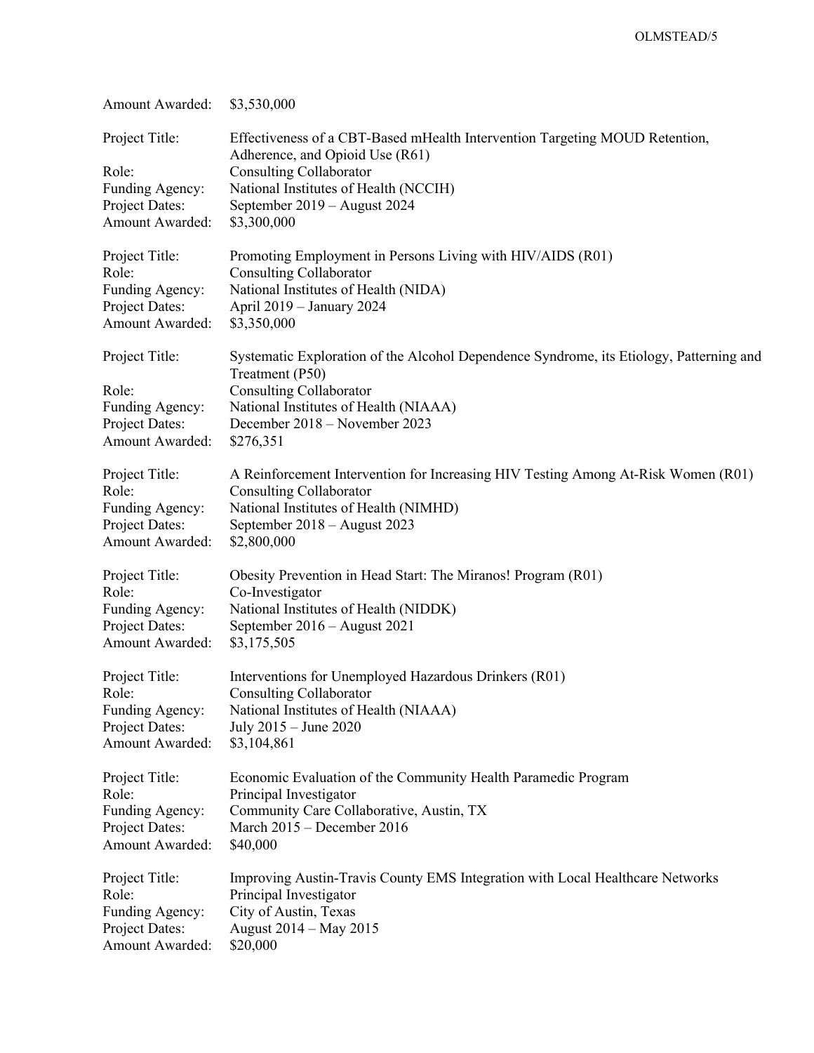Amount Awarded: $3,530,000

Project Title: Effectiveness of a CBT-Based mHealth Intervention Targeting MOUD Retention, Adherence, and Opioid Use (R61)
Role: Consulting Collaborator
Funding Agency: National Institutes of Health (NCCIH)
Project Dates: September 2019 – August 2024
Amount Awarded: $3,300,000

Project Title: Promoting Employment in Persons Living with HIV/AIDS (R01)
Role: Consulting Collaborator
Funding Agency: National Institutes of Health (NIDA)
Project Dates: April 2019 – January 2024
Amount Awarded: $3,350,000

Project Title: Systematic Exploration of the Alcohol Dependence Syndrome, its Etiology, Patterning and Treatment (P50)
Role: Consulting Collaborator
Funding Agency: National Institutes of Health (NIAAA)
Project Dates: December 2018 – November 2023
Amount Awarded: $276,351

Project Title: A Reinforcement Intervention for Increasing HIV Testing Among At-Risk Women (R01)
Role: Consulting Collaborator
Funding Agency: National Institutes of Health (NIMHD)
Project Dates: September 2018 – August 2023
Amount Awarded: $2,800,000

Project Title: Obesity Prevention in Head Start: The Miranos! Program (R01)
Role: Co-Investigator
Funding Agency: National Institutes of Health (NIDDK)
Project Dates: September 2016 – August 2021
Amount Awarded: $3,175,505

Project Title: Interventions for Unemployed Hazardous Drinkers (R01)
Role: Consulting Collaborator
Funding Agency: National Institutes of Health (NIAAA)
Project Dates: July 2015 – June 2020
Amount Awarded: $3,104,861

Project Title: Economic Evaluation of the Community Health Paramedic Program
Role: Principal Investigator
Funding Agency: Community Care Collaborative, Austin, TX
Project Dates: March 2015 – December 2016
Amount Awarded: $40,000

Project Title: Improving Austin-Travis County EMS Integration with Local Healthcare Networks
Role: Principal Investigator
Funding Agency: City of Austin, Texas
Project Dates: August 2014 – May 2015
Amount Awarded: $20,000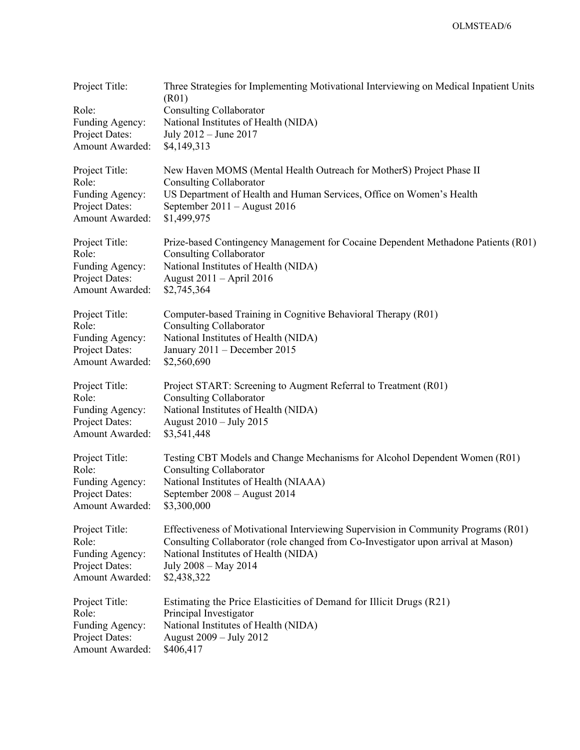Project Title: Three Strategies for Implementing Motivational Interviewing on Medical Inpatient Units (R01)
Role: Consulting Collaborator
Funding Agency: National Institutes of Health (NIDA)
Project Dates: July 2012 – June 2017
Amount Awarded: $4,149,313

Project Title: New Haven MOMS (Mental Health Outreach for MotherS) Project Phase II
Role: Consulting Collaborator
Funding Agency: US Department of Health and Human Services, Office on Women's Health
Project Dates: September 2011 – August 2016
Amount Awarded: $1,499,975

Project Title: Prize-based Contingency Management for Cocaine Dependent Methadone Patients (R01)
Role: Consulting Collaborator
Funding Agency: National Institutes of Health (NIDA)
Project Dates: August 2011 – April 2016
Amount Awarded: $2,745,364

Project Title: Computer-based Training in Cognitive Behavioral Therapy (R01)
Role: Consulting Collaborator
Funding Agency: National Institutes of Health (NIDA)
Project Dates: January 2011 – December 2015
Amount Awarded: $2,560,690

Project Title: Project START: Screening to Augment Referral to Treatment (R01)
Role: Consulting Collaborator
Funding Agency: National Institutes of Health (NIDA)
Project Dates: August 2010 – July 2015
Amount Awarded: $3,541,448

Project Title: Testing CBT Models and Change Mechanisms for Alcohol Dependent Women (R01)
Role: Consulting Collaborator
Funding Agency: National Institutes of Health (NIAAA)
Project Dates: September 2008 – August 2014
Amount Awarded: $3,300,000

Project Title: Effectiveness of Motivational Interviewing Supervision in Community Programs (R01)
Role: Consulting Collaborator (role changed from Co-Investigator upon arrival at Mason)
Funding Agency: National Institutes of Health (NIDA)
Project Dates: July 2008 – May 2014
Amount Awarded: $2,438,322

Project Title: Estimating the Price Elasticities of Demand for Illicit Drugs (R21)
Role: Principal Investigator
Funding Agency: National Institutes of Health (NIDA)
Project Dates: August 2009 – July 2012
Amount Awarded: $406,417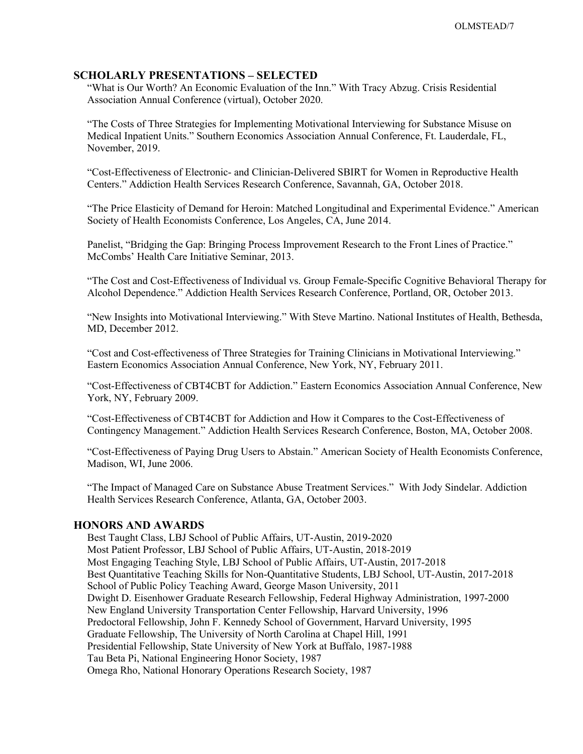## SCHOLARLY PRESENTATIONS – SELECTED

"What is Our Worth? An Economic Evaluation of the Inn." With Tracy Abzug. Crisis Residential Association Annual Conference (virtual), October 2020.

"The Costs of Three Strategies for Implementing Motivational Interviewing for Substance Misuse on Medical Inpatient Units." Southern Economics Association Annual Conference, Ft. Lauderdale, FL, November, 2019.

"Cost-Effectiveness of Electronic- and Clinician-Delivered SBIRT for Women in Reproductive Health Centers." Addiction Health Services Research Conference, Savannah, GA, October 2018.

"The Price Elasticity of Demand for Heroin: Matched Longitudinal and Experimental Evidence." American Society of Health Economists Conference, Los Angeles, CA, June 2014.

Panelist, "Bridging the Gap: Bringing Process Improvement Research to the Front Lines of Practice." McCombs' Health Care Initiative Seminar, 2013.

"The Cost and Cost-Effectiveness of Individual vs. Group Female-Specific Cognitive Behavioral Therapy for Alcohol Dependence." Addiction Health Services Research Conference, Portland, OR, October 2013.

"New Insights into Motivational Interviewing." With Steve Martino. National Institutes of Health, Bethesda, MD, December 2012.

"Cost and Cost-effectiveness of Three Strategies for Training Clinicians in Motivational Interviewing." Eastern Economics Association Annual Conference, New York, NY, February 2011.

"Cost-Effectiveness of CBT4CBT for Addiction." Eastern Economics Association Annual Conference, New York, NY, February 2009.

"Cost-Effectiveness of CBT4CBT for Addiction and How it Compares to the Cost-Effectiveness of Contingency Management." Addiction Health Services Research Conference, Boston, MA, October 2008.

"Cost-Effectiveness of Paying Drug Users to Abstain." American Society of Health Economists Conference, Madison, WI, June 2006.

"The Impact of Managed Care on Substance Abuse Treatment Services." With Jody Sindelar. Addiction Health Services Research Conference, Atlanta, GA, October 2003.

## HONORS AND AWARDS

Best Taught Class, LBJ School of Public Affairs, UT-Austin, 2019-2020
Most Patient Professor, LBJ School of Public Affairs, UT-Austin, 2018-2019
Most Engaging Teaching Style, LBJ School of Public Affairs, UT-Austin, 2017-2018
Best Quantitative Teaching Skills for Non-Quantitative Students, LBJ School, UT-Austin, 2017-2018
School of Public Policy Teaching Award, George Mason University, 2011
Dwight D. Eisenhower Graduate Research Fellowship, Federal Highway Administration, 1997-2000
New England University Transportation Center Fellowship, Harvard University, 1996
Predoctoral Fellowship, John F. Kennedy School of Government, Harvard University, 1995
Graduate Fellowship, The University of North Carolina at Chapel Hill, 1991
Presidential Fellowship, State University of New York at Buffalo, 1987-1988
Tau Beta Pi, National Engineering Honor Society, 1987
Omega Rho, National Honorary Operations Research Society, 1987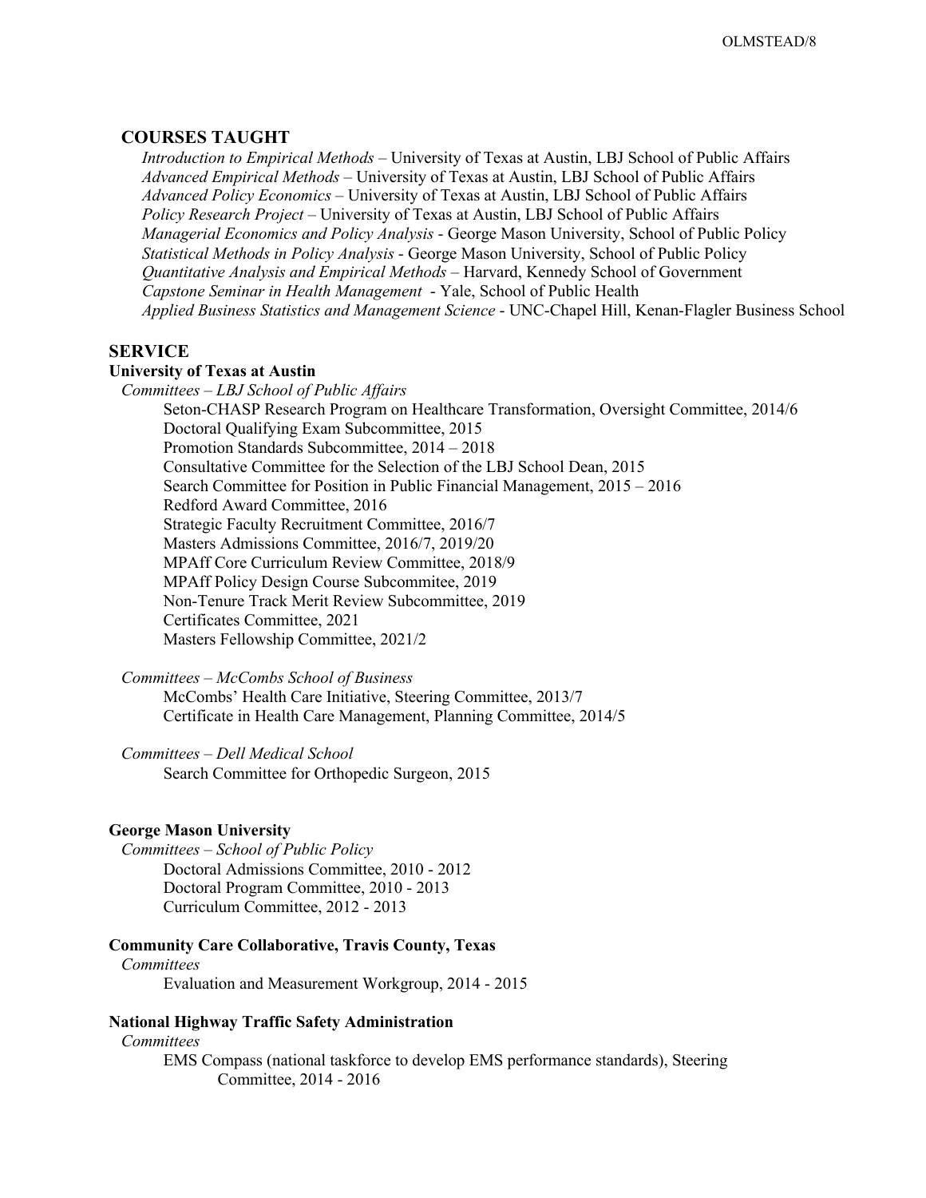## COURSES TAUGHT

*Introduction to Empirical Methods* – University of Texas at Austin, LBJ School of Public Affairs
*Advanced Empirical Methods* – University of Texas at Austin, LBJ School of Public Affairs
*Advanced Policy Economics* – University of Texas at Austin, LBJ School of Public Affairs
*Policy Research Project* – University of Texas at Austin, LBJ School of Public Affairs
*Managerial Economics and Policy Analysis* - George Mason University, School of Public Policy
*Statistical Methods in Policy Analysis* - George Mason University, School of Public Policy
*Quantitative Analysis and Empirical Methods* – Harvard, Kennedy School of Government
*Capstone Seminar in Health Management* - Yale, School of Public Health
*Applied Business Statistics and Management Science* - UNC-Chapel Hill, Kenan-Flagler Business School

## SERVICE

### University of Texas at Austin

*Committees – LBJ School of Public Affairs*

Seton-CHASP Research Program on Healthcare Transformation, Oversight Committee, 2014/6
Doctoral Qualifying Exam Subcommittee, 2015
Promotion Standards Subcommittee, 2014 – 2018
Consultative Committee for the Selection of the LBJ School Dean, 2015
Search Committee for Position in Public Financial Management, 2015 – 2016
Redford Award Committee, 2016
Strategic Faculty Recruitment Committee, 2016/7
Masters Admissions Committee, 2016/7, 2019/20
MPAff Core Curriculum Review Committee, 2018/9
MPAff Policy Design Course Subcommitee, 2019
Non-Tenure Track Merit Review Subcommittee, 2019
Certificates Committee, 2021
Masters Fellowship Committee, 2021/2

*Committees – McCombs School of Business*

McCombs' Health Care Initiative, Steering Committee, 2013/7
Certificate in Health Care Management, Planning Committee, 2014/5

*Committees – Dell Medical School*

Search Committee for Orthopedic Surgeon, 2015

### George Mason University

*Committees – School of Public Policy*

Doctoral Admissions Committee, 2010 - 2012
Doctoral Program Committee, 2010 - 2013
Curriculum Committee, 2012 - 2013

### Community Care Collaborative, Travis County, Texas

*Committees*

Evaluation and Measurement Workgroup, 2014 - 2015

### National Highway Traffic Safety Administration

*Committees*

EMS Compass (national taskforce to develop EMS performance standards), Steering Committee, 2014 - 2016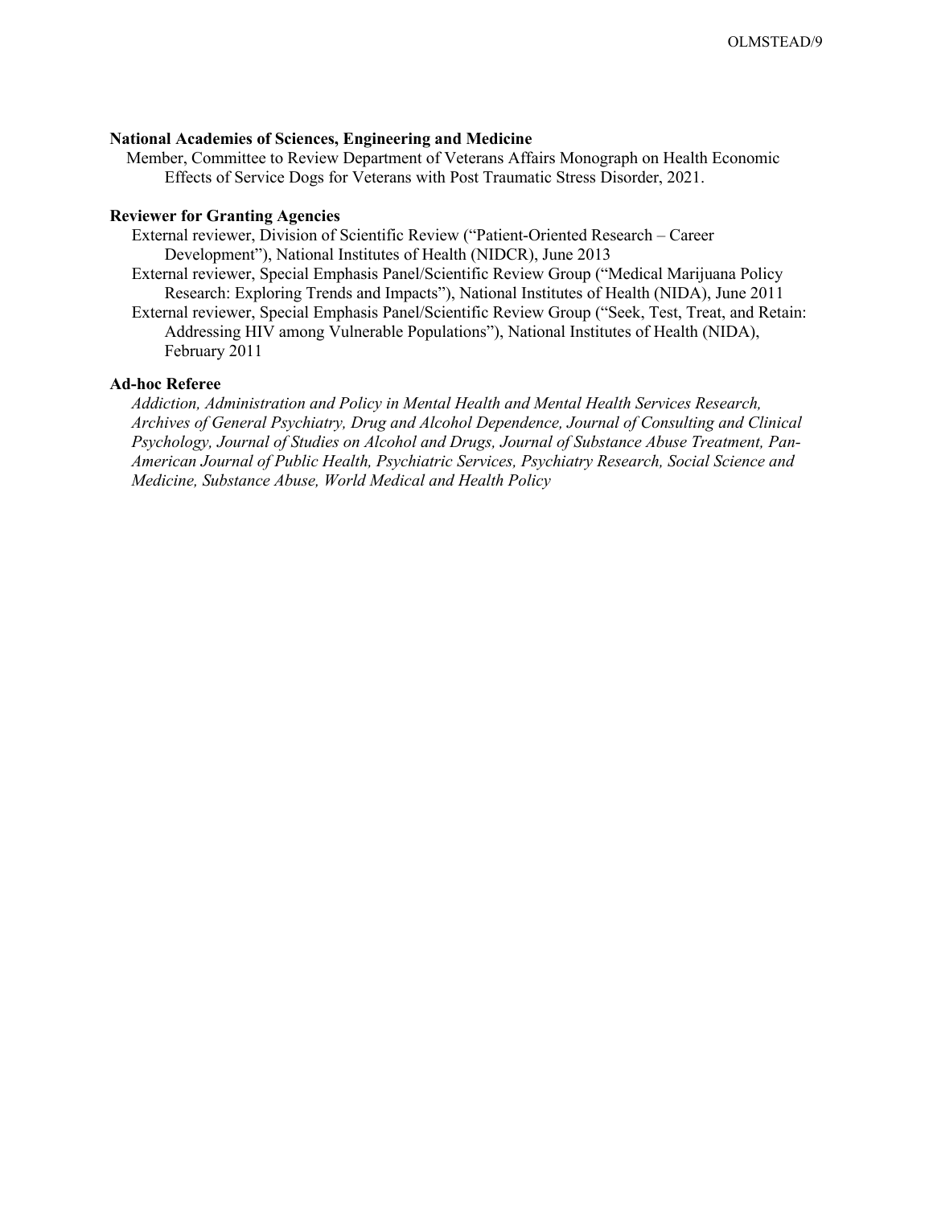**National Academies of Sciences, Engineering and Medicine**

Member, Committee to Review Department of Veterans Affairs Monograph on Health Economic Effects of Service Dogs for Veterans with Post Traumatic Stress Disorder, 2021.

**Reviewer for Granting Agencies**

External reviewer, Division of Scientific Review ("Patient-Oriented Research – Career Development"), National Institutes of Health (NIDCR), June 2013

External reviewer, Special Emphasis Panel/Scientific Review Group ("Medical Marijuana Policy Research: Exploring Trends and Impacts"), National Institutes of Health (NIDA), June 2011

External reviewer, Special Emphasis Panel/Scientific Review Group ("Seek, Test, Treat, and Retain: Addressing HIV among Vulnerable Populations"), National Institutes of Health (NIDA), February 2011

**Ad-hoc Referee**

*Addiction, Administration and Policy in Mental Health and Mental Health Services Research, Archives of General Psychiatry, Drug and Alcohol Dependence, Journal of Consulting and Clinical Psychology, Journal of Studies on Alcohol and Drugs, Journal of Substance Abuse Treatment, Pan-American Journal of Public Health, Psychiatric Services, Psychiatry Research, Social Science and Medicine, Substance Abuse, World Medical and Health Policy*